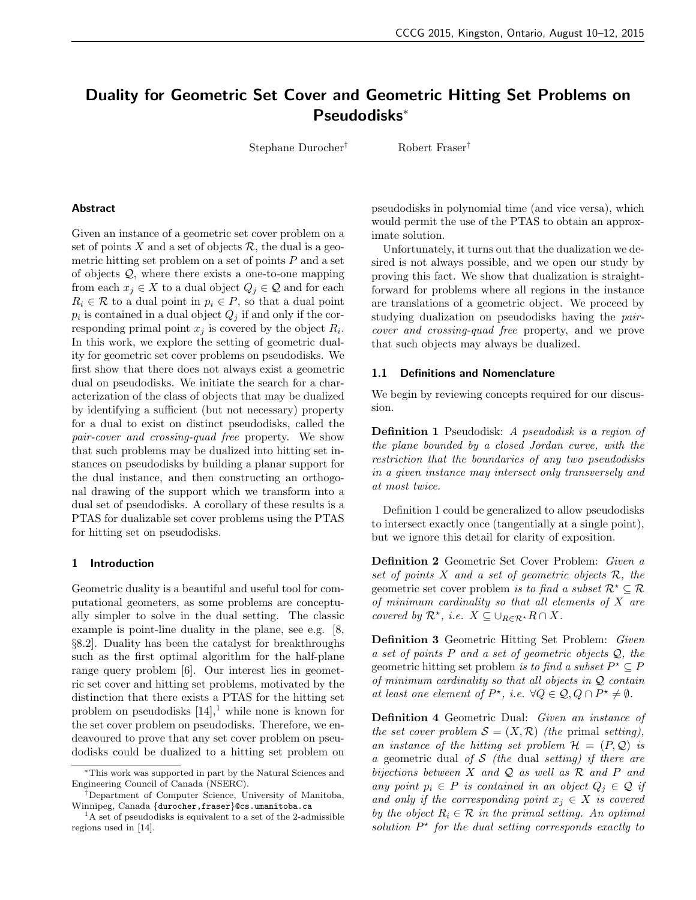# Duality for Geometric Set Cover and Geometric Hitting Set Problems on Pseudodisks*

Stephane Durocher† Robert Fraser†

## Abstract

Given an instance of a geometric set cover problem on a set of points $X$ and a set of objects $\mathcal{R}$, the dual is a geometric hitting set problem on a set of points $P$ and a set of objects $\mathcal{Q}$, where there exists a one-to-one mapping from each $x_j \in X$ to a dual object $Q_j \in \mathcal{Q}$ and for each $R_i \in \mathcal{R}$ to a dual point in $p_i \in P$, so that a dual point $p_i$ is contained in a dual object $Q_j$ if and only if the corresponding primal point $x_j$ is covered by the object $R_i$. In this work, we explore the setting of geometric duality for geometric set cover problems on pseudodisks. We first show that there does not always exist a geometric dual on pseudodisks. We initiate the search for a characterization of the class of objects that may be dualized by identifying a sufficient (but not necessary) property for a dual to exist on distinct pseudodisks, called the *pair-cover and crossing-quad free* property. We show that such problems may be dualized into hitting set instances on pseudodisks by building a planar support for the dual instance, and then constructing an orthogonal drawing of the support which we transform into a dual set of pseudodisks. A corollary of these results is a PTAS for dualizable set cover problems using the PTAS for hitting set on pseudodisks.

## 1 Introduction

Geometric duality is a beautiful and useful tool for computational geometers, as some problems are conceptually simpler to solve in the dual setting. The classic example is point-line duality in the plane, see e.g. [8, §8.2]. Duality has been the catalyst for breakthroughs such as the first optimal algorithm for the half-plane range query problem [6]. Our interest lies in geometric set cover and hitting set problems, motivated by the distinction that there exists a PTAS for the hitting set problem on pseudodisks [14],[1] while none is known for the set cover problem on pseudodisks. Therefore, we endeavoured to prove that any set cover problem on pseudodisks could be dualized to a hitting set problem on pseudodisks in polynomial time (and vice versa), which would permit the use of the PTAS to obtain an approximate solution.

Unfortunately, it turns out that the dualization we desired is not always possible, and we open our study by proving this fact. We show that dualization is straightforward for problems where all regions in the instance are translations of a geometric object. We proceed by studying dualization on pseudodisks having the *pair-cover and crossing-quad free* property, and we prove that such objects may always be dualized.

### 1.1 Definitions and Nomenclature

We begin by reviewing concepts required for our discussion.

**Definition 1** Pseudodisk: *A pseudodisk is a region of the plane bounded by a closed Jordan curve, with the restriction that the boundaries of any two pseudodisks in a given instance may intersect only transversely and at most twice.*

Definition 1 could be generalized to allow pseudodisks to intersect exactly once (tangentially at a single point), but we ignore this detail for clarity of exposition.

**Definition 2** Geometric Set Cover Problem: *Given a set of points $X$ and a set of geometric objects $\mathcal{R}$, the* geometric set cover problem *is to find a subset $\mathcal{R}^\star \subseteq \mathcal{R}$ of minimum cardinality so that all elements of $X$ are covered by $\mathcal{R}^\star$, i.e. $X \subseteq \cup_{R \in \mathcal{R}^\star} R \cap X$.*

**Definition 3** Geometric Hitting Set Problem: *Given a set of points $P$ and a set of geometric objects $\mathcal{Q}$, the* geometric hitting set problem *is to find a subset $P^\star \subseteq P$ of minimum cardinality so that all objects in $\mathcal{Q}$ contain at least one element of $P^\star$, i.e. $\forall Q \in \mathcal{Q}, Q \cap P^\star \neq \emptyset$.*

**Definition 4** Geometric Dual: *Given an instance of the set cover problem $\mathcal{S} = (X, \mathcal{R})$ (the* primal *setting), an instance of the hitting set problem $\mathcal{H} = (P, \mathcal{Q})$ is a* geometric dual *of $\mathcal{S}$ (the* dual *setting) if there are bijections between $X$ and $\mathcal{Q}$ as well as $\mathcal{R}$ and $P$ and any point $p_i \in P$ is contained in an object $Q_j \in \mathcal{Q}$ if and only if the corresponding point $x_j \in X$ is covered by the object $R_i \in \mathcal{R}$ in the primal setting. An optimal solution $P^\star$ for the dual setting corresponds exactly to*

---

*This work was supported in part by the Natural Sciences and Engineering Council of Canada (NSERC).

†Department of Computer Science, University of Manitoba, Winnipeg, Canada {durocher,fraser}@cs.umanitoba.ca

[1] A set of pseudodisks is equivalent to a set of the 2-admissible regions used in [14].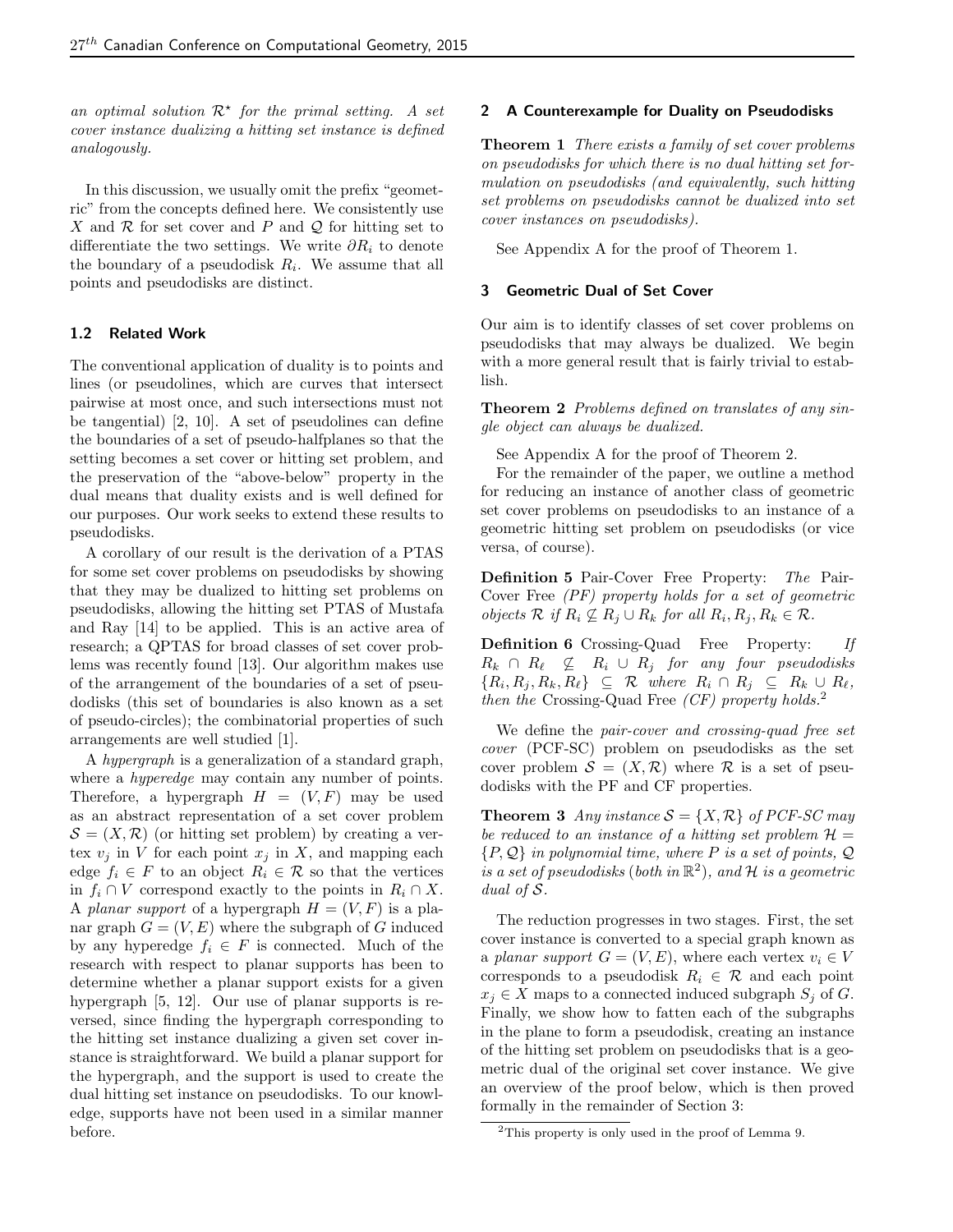*an optimal solution $\mathcal{R}^\star$ for the primal setting. A set cover instance dualizing a hitting set instance is defined analogously.*

In this discussion, we usually omit the prefix "geometric" from the concepts defined here. We consistently use $X$ and $\mathcal{R}$ for set cover and $P$ and $\mathcal{Q}$ for hitting set to differentiate the two settings. We write $\partial R_i$ to denote the boundary of a pseudodisk $R_i$. We assume that all points and pseudodisks are distinct.

### 1.2 Related Work

The conventional application of duality is to points and lines (or pseudolines, which are curves that intersect pairwise at most once, and such intersections must not be tangential) [2, 10]. A set of pseudolines can define the boundaries of a set of pseudo-halfplanes so that the setting becomes a set cover or hitting set problem, and the preservation of the "above-below" property in the dual means that duality exists and is well defined for our purposes. Our work seeks to extend these results to pseudodisks.

A corollary of our result is the derivation of a PTAS for some set cover problems on pseudodisks by showing that they may be dualized to hitting set problems on pseudodisks, allowing the hitting set PTAS of Mustafa and Ray [14] to be applied. This is an active area of research; a QPTAS for broad classes of set cover problems was recently found [13]. Our algorithm makes use of the arrangement of the boundaries of a set of pseudodisks (this set of boundaries is also known as a set of pseudo-circles); the combinatorial properties of such arrangements are well studied [1].

A *hypergraph* is a generalization of a standard graph, where a *hyperedge* may contain any number of points. Therefore, a hypergraph $H = (V, F)$ may be used as an abstract representation of a set cover problem $\mathcal{S} = (X, \mathcal{R})$ (or hitting set problem) by creating a vertex $v_j$ in $V$ for each point $x_j$ in $X$, and mapping each edge $f_i \in F$ to an object $R_i \in \mathcal{R}$ so that the vertices in $f_i \cap V$ correspond exactly to the points in $R_i \cap X$. A *planar support* of a hypergraph $H = (V, F)$ is a planar graph $G = (V, E)$ where the subgraph of $G$ induced by any hyperedge $f_i \in F$ is connected. Much of the research with respect to planar supports has been to determine whether a planar support exists for a given hypergraph [5, 12]. Our use of planar supports is reversed, since finding the hypergraph corresponding to the hitting set instance dualizing a given set cover instance is straightforward. We build a planar support for the hypergraph, and the support is used to create the dual hitting set instance on pseudodisks. To our knowledge, supports have not been used in a similar manner before.

## 2 A Counterexample for Duality on Pseudodisks

**Theorem 1** *There exists a family of set cover problems on pseudodisks for which there is no dual hitting set formulation on pseudodisks (and equivalently, such hitting set problems on pseudodisks cannot be dualized into set cover instances on pseudodisks).*

See Appendix A for the proof of Theorem 1.

## 3 Geometric Dual of Set Cover

Our aim is to identify classes of set cover problems on pseudodisks that may always be dualized. We begin with a more general result that is fairly trivial to establish.

**Theorem 2** *Problems defined on translates of any single object can always be dualized.*

See Appendix A for the proof of Theorem 2.

For the remainder of the paper, we outline a method for reducing an instance of another class of geometric set cover problems on pseudodisks to an instance of a geometric hitting set problem on pseudodisks (or vice versa, of course).

**Definition 5** Pair-Cover Free Property: *The* Pair-Cover Free *(PF) property holds for a set of geometric objects $\mathcal{R}$ if $R_i \not\subseteq R_j \cup R_k$ for all $R_i, R_j, R_k \in \mathcal{R}$.*

**Definition 6** Crossing-Quad Free Property: *If $R_k \cap R_\ell \not\subseteq R_i \cup R_j$ for any four pseudodisks $\{R_i, R_j, R_k, R_\ell\} \subseteq \mathcal{R}$ where $R_i \cap R_j \subseteq R_k \cup R_\ell$, then the* Crossing-Quad Free *(CF) property holds.*[2]

We define the *pair-cover and crossing-quad free set cover* (PCF-SC) problem on pseudodisks as the set cover problem $\mathcal{S} = (X, \mathcal{R})$ where $\mathcal{R}$ is a set of pseudodisks with the PF and CF properties.

**Theorem 3** *Any instance $\mathcal{S} = \{X, \mathcal{R}\}$ of PCF-SC may be reduced to an instance of a hitting set problem $\mathcal{H} = \{P, \mathcal{Q}\}$ in polynomial time, where $P$ is a set of points, $\mathcal{Q}$ is a set of pseudodisks (both in $\mathbb{R}^2$), and $\mathcal{H}$ is a geometric dual of $\mathcal{S}$.*

The reduction progresses in two stages. First, the set cover instance is converted to a special graph known as a *planar support* $G = (V, E)$, where each vertex $v_i \in V$ corresponds to a pseudodisk $R_i \in \mathcal{R}$ and each point $x_j \in X$ maps to a connected induced subgraph $S_j$ of $G$. Finally, we show how to fatten each of the subgraphs in the plane to form a pseudodisk, creating an instance of the hitting set problem on pseudodisks that is a geometric dual of the original set cover instance. We give an overview of the proof below, which is then proved formally in the remainder of Section 3:

[2] This property is only used in the proof of Lemma 9.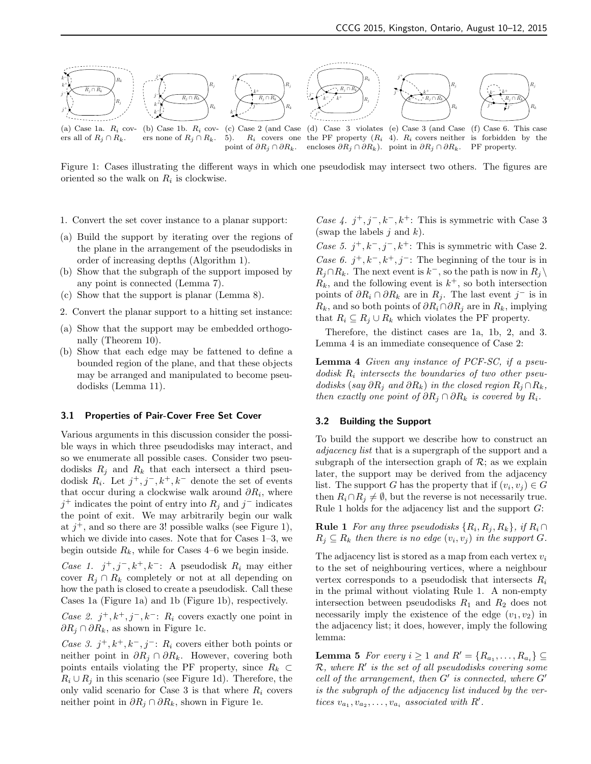(a) Case 1a. $R_i$ covers all of $R_j \cap R_k$.

(b) Case 1b. $R_i$ covers none of $R_j \cap R_k$.

(c) Case 2 (and Case 5). $R_i$ covers one point of $\partial R_j \cap \partial R_k$.

(d) Case 3 violates the PF property ($R_i$ encloses $\partial R_j \cap \partial R_k$).

(e) Case 3 (and Case 4). $R_i$ covers neither point in $\partial R_j \cap \partial R_k$.

(f) Case 6. This case is forbidden by the PF property.

Figure 1: Cases illustrating the different ways in which one pseudodisk may intersect two others. The figures are oriented so the walk on $R_i$ is clockwise.

1. Convert the set cover instance to a planar support:
   (a) Build the support by iterating over the regions of the plane in the arrangement of the pseudodisks in order of increasing depths (Algorithm 1).
   (b) Show that the subgraph of the support imposed by any point is connected (Lemma 7).
   (c) Show that the support is planar (Lemma 8).
2. Convert the planar support to a hitting set instance:
   (a) Show that the support may be embedded orthogonally (Theorem 10).
   (b) Show that each edge may be fattened to define a bounded region of the plane, and that these objects may be arranged and manipulated to become pseudodisks (Lemma 11).

### 3.1 Properties of Pair-Cover Free Set Cover

Various arguments in this discussion consider the possible ways in which three pseudodisks may interact, and so we enumerate all possible cases. Consider two pseudodisks $R_j$ and $R_k$ that each intersect a third pseudodisk $R_i$. Let $j^+, j^-, k^+, k^-$ denote the set of events that occur during a clockwise walk around $\partial R_i$, where $j^+$ indicates the point of entry into $R_j$ and $j^-$ indicates the point of exit. We may arbitrarily begin our walk at $j^+$, and so there are 3! possible walks (see Figure 1), which we divide into cases. Note that for Cases 1–3, we begin outside $R_k$, while for Cases 4–6 we begin inside.

*Case 1.* $j^+, j^-, k^+, k^-$: A pseudodisk $R_i$ may either cover $R_j \cap R_k$ completely or not at all depending on how the path is closed to create a pseudodisk. Call these Cases 1a (Figure 1a) and 1b (Figure 1b), respectively.

*Case 2.* $j^+, k^+, j^-, k^-$: $R_i$ covers exactly one point in $\partial R_j \cap \partial R_k$, as shown in Figure 1c.

*Case 3.* $j^+, k^+, k^-, j^-$: $R_i$ covers either both points or neither point in $\partial R_j \cap \partial R_k$. However, covering both points entails violating the PF property, since $R_k \subset R_i \cup R_j$ in this scenario (see Figure 1d). Therefore, the only valid scenario for Case 3 is that where $R_i$ covers neither point in $\partial R_j \cap \partial R_k$, shown in Figure 1e.

*Case 4.* $j^+, j^-, k^-, k^+$: This is symmetric with Case 3 (swap the labels $j$ and $k$).

*Case 5.* $j^+, k^-, j^-, k^+$: This is symmetric with Case 2.

*Case 6.* $j^+, k^-, k^+, j^-$: The beginning of the tour is in $R_j \cap R_k$. The next event is $k^-$, so the path is now in $R_j \setminus R_k$, and the following event is $k^+$, so both intersection points of $\partial R_i \cap \partial R_k$ are in $R_j$. The last event $j^-$ is in $R_k$, and so both points of $\partial R_i \cap \partial R_j$ are in $R_k$, implying that $R_i \subseteq R_j \cup R_k$ which violates the PF property.

Therefore, the distinct cases are 1a, 1b, 2, and 3. Lemma 4 is an immediate consequence of Case 2:

**Lemma 4** *Given any instance of PCF-SC, if a pseudodisk $R_i$ intersects the boundaries of two other pseudodisks (say $\partial R_j$ and $\partial R_k$) in the closed region $R_j \cap R_k$, then exactly one point of $\partial R_j \cap \partial R_k$ is covered by $R_i$.*

### 3.2 Building the Support

To build the support we describe how to construct an *adjacency list* that is a supergraph of the support and a subgraph of the intersection graph of $\mathcal{R}$; as we explain later, the support may be derived from the adjacency list. The support $G$ has the property that if $(v_i, v_j) \in G$ then $R_i \cap R_j \neq \emptyset$, but the reverse is not necessarily true. Rule 1 holds for the adjacency list and the support $G$:

**Rule 1** *For any three pseudodisks $\{R_i, R_j, R_k\}$, if $R_i \cap R_j \subseteq R_k$ then there is no edge $(v_i, v_j)$ in the support $G$.*

The adjacency list is stored as a map from each vertex $v_i$ to the set of neighbouring vertices, where a neighbour vertex corresponds to a pseudodisk that intersects $R_i$ in the primal without violating Rule 1. A non-empty intersection between pseudodisks $R_1$ and $R_2$ does not necessarily imply the existence of the edge $(v_1, v_2)$ in the adjacency list; it does, however, imply the following lemma:

**Lemma 5** *For every $i \geq 1$ and $R' = \{R_{a_1}, \ldots, R_{a_i}\} \subseteq \mathcal{R}$, where $R'$ is the set of all pseudodisks covering some cell of the arrangement, then $G'$ is connected, where $G'$ is the subgraph of the adjacency list induced by the vertices $v_{a_1}, v_{a_2}, \ldots, v_{a_i}$ associated with $R'$.*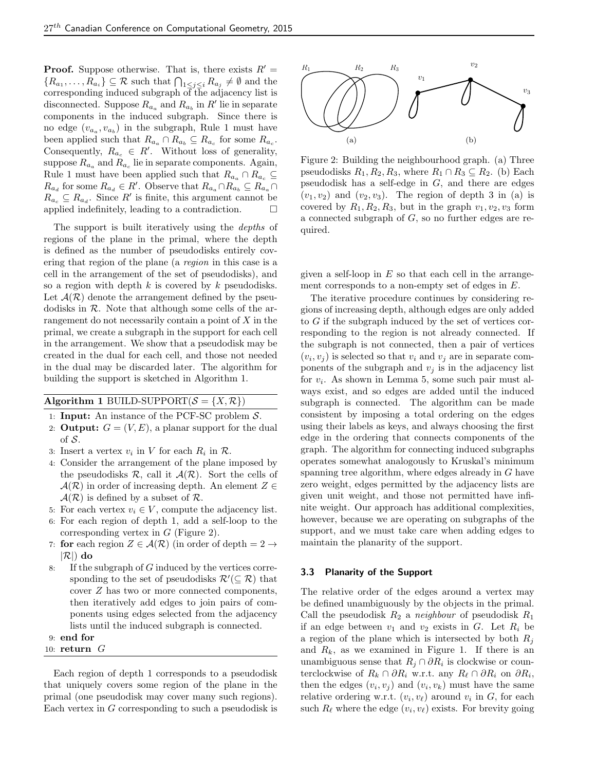**Proof.** Suppose otherwise. That is, there exists $R' = \{R_{a_1}, \ldots, R_{a_i}\} \subseteq \mathcal{R}$ such that $\bigcap_{1 \le j \le i} R_{a_j} \neq \emptyset$ and the corresponding induced subgraph of the adjacency list is disconnected. Suppose $R_{a_a}$ and $R_{a_b}$ in $R'$ lie in separate components in the induced subgraph. Since there is no edge $(v_{a_a}, v_{a_b})$ in the subgraph, Rule 1 must have been applied such that $R_{a_a} \cap R_{a_b} \subseteq R_{a_c}$ for some $R_{a_c}$. Consequently, $R_{a_c} \in R'$. Without loss of generality, suppose $R_{a_a}$ and $R_{a_c}$ lie in separate components. Again, Rule 1 must have been applied such that $R_{a_a} \cap R_{a_c} \subseteq R_{a_d}$ for some $R_{a_d} \in R'$. Observe that $R_{a_a} \cap R_{a_b} \subseteq R_{a_a} \cap R_{a_c} \subseteq R_{a_d}$. Since $R'$ is finite, this argument cannot be applied indefinitely, leading to a contradiction. $\square$

The support is built iteratively using the *depths* of regions of the plane in the primal, where the depth is defined as the number of pseudodisks entirely covering that region of the plane (a *region* in this case is a cell in the arrangement of the set of pseudodisks), and so a region with depth $k$ is covered by $k$ pseudodisks. Let $\mathcal{A}(\mathcal{R})$ denote the arrangement defined by the pseudodisks in $\mathcal{R}$. Note that although some cells of the arrangement do not necessarily contain a point of $X$ in the primal, we create a subgraph in the support for each cell in the arrangement. We show that a pseudodisk may be created in the dual for each cell, and those not needed in the dual may be discarded later. The algorithm for building the support is sketched in Algorithm 1.

**Algorithm 1** BUILD-SUPPORT($\mathcal{S} = \{X, \mathcal{R}\}$)

1: **Input:** An instance of the PCF-SC problem $\mathcal{S}$.
2: **Output:** $G = (V, E)$, a planar support for the dual of $\mathcal{S}$.
3: Insert a vertex $v_i$ in $V$ for each $R_i$ in $\mathcal{R}$.
4: Consider the arrangement of the plane imposed by the pseudodisks $\mathcal{R}$, call it $\mathcal{A}(\mathcal{R})$. Sort the cells of $\mathcal{A}(\mathcal{R})$ in order of increasing depth. An element $Z \in \mathcal{A}(\mathcal{R})$ is defined by a subset of $\mathcal{R}$.
5: For each vertex $v_i \in V$, compute the adjacency list.
6: For each region of depth 1, add a self-loop to the corresponding vertex in $G$ (Figure 2).
7: **for** each region $Z \in \mathcal{A}(\mathcal{R})$ (in order of depth $= 2 \to |\mathcal{R}|$) **do**
8: If the subgraph of $G$ induced by the vertices corresponding to the set of pseudodisks $\mathcal{R}'(\subseteq \mathcal{R})$ that cover $Z$ has two or more connected components, then iteratively add edges to join pairs of components using edges selected from the adjacency lists until the induced subgraph is connected.
9: **end for**
10: **return** $G$

Each region of depth 1 corresponds to a pseudodisk that uniquely covers some region of the plane in the primal (one pseudodisk may cover many such regions). Each vertex in $G$ corresponding to such a pseudodisk is given a self-loop in $E$ so that each cell in the arrangement corresponds to a non-empty set of edges in $E$.

Figure 2: Building the neighbourhood graph. (a) Three pseudodisks $R_1, R_2, R_3$, where $R_1 \cap R_3 \subseteq R_2$. (b) Each pseudodisk has a self-edge in $G$, and there are edges $(v_1, v_2)$ and $(v_2, v_3)$. The region of depth 3 in (a) is covered by $R_1, R_2, R_3$, but in the graph $v_1, v_2, v_3$ form a connected subgraph of $G$, so no further edges are required.

The iterative procedure continues by considering regions of increasing depth, although edges are only added to $G$ if the subgraph induced by the set of vertices corresponding to the region is not already connected. If the subgraph is not connected, then a pair of vertices $(v_i, v_j)$ is selected so that $v_i$ and $v_j$ are in separate components of the subgraph and $v_j$ is in the adjacency list for $v_i$. As shown in Lemma 5, some such pair must always exist, and so edges are added until the induced subgraph is connected. The algorithm can be made consistent by imposing a total ordering on the edges using their labels as keys, and always choosing the first edge in the ordering that connects components of the graph. The algorithm for connecting induced subgraphs operates somewhat analogously to Kruskal's minimum spanning tree algorithm, where edges already in $G$ have zero weight, edges permitted by the adjacency lists are given unit weight, and those not permitted have infinite weight. Our approach has additional complexities, however, because we are operating on subgraphs of the support, and we must take care when adding edges to maintain the planarity of the support.

### 3.3 Planarity of the Support

The relative order of the edges around a vertex may be defined unambiguously by the objects in the primal. Call the pseudodisk $R_2$ a *neighbour* of pseudodisk $R_1$ if an edge between $v_1$ and $v_2$ exists in $G$. Let $R_i$ be a region of the plane which is intersected by both $R_j$ and $R_k$, as we examined in Figure 1. If there is an unambiguous sense that $R_j \cap \partial R_i$ is clockwise or counterclockwise of $R_k \cap \partial R_i$ w.r.t. any $R_\ell \cap \partial R_i$ on $\partial R_i$, then the edges $(v_i, v_j)$ and $(v_i, v_k)$ must have the same relative ordering w.r.t. $(v_i, v_\ell)$ around $v_i$ in $G$, for each such $R_\ell$ where the edge $(v_i, v_\ell)$ exists. For brevity going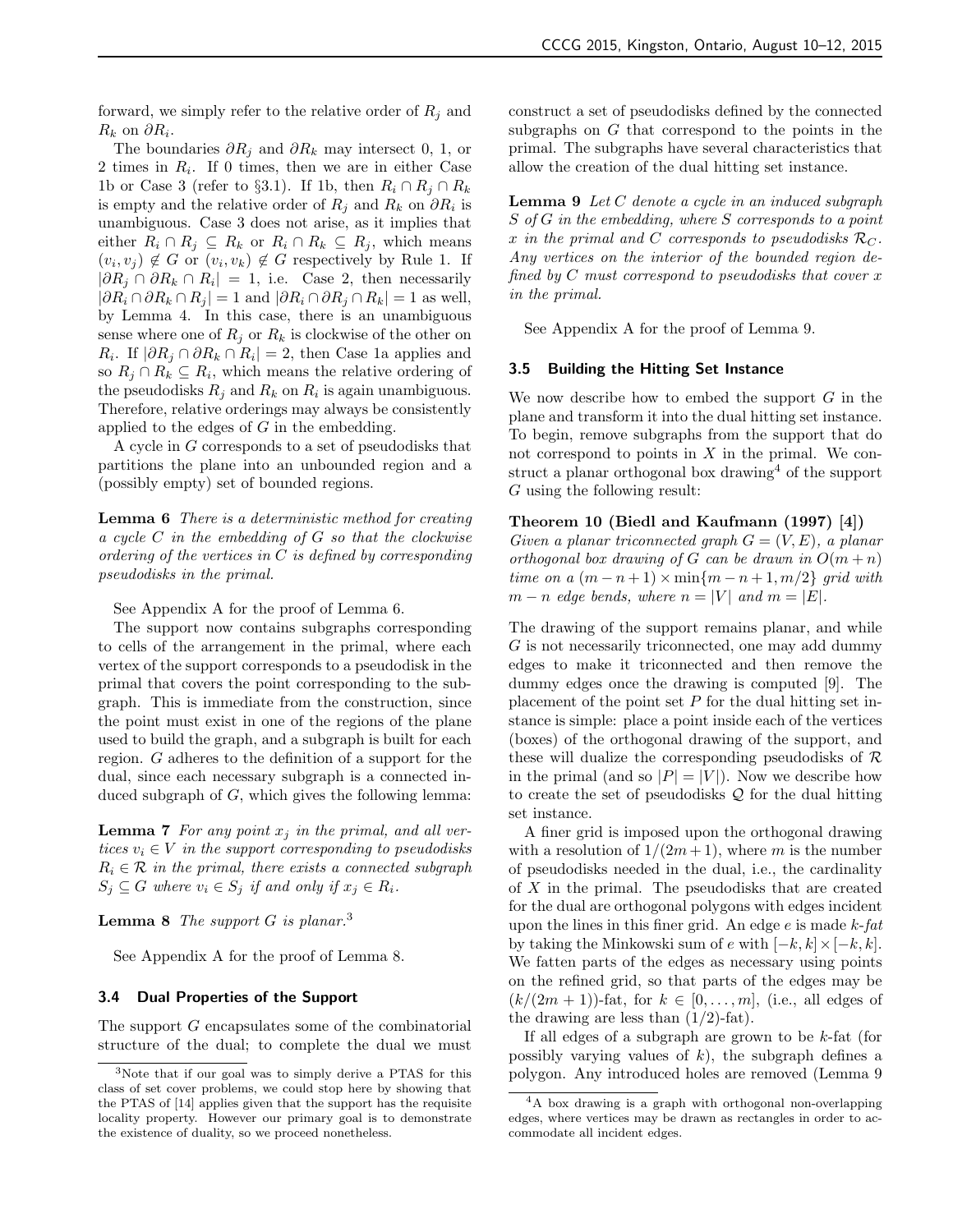forward, we simply refer to the relative order of $R_j$ and $R_k$ on $\partial R_i$.

The boundaries $\partial R_j$ and $\partial R_k$ may intersect 0, 1, or 2 times in $R_i$. If 0 times, then we are in either Case 1b or Case 3 (refer to §3.1). If 1b, then $R_i \cap R_j \cap R_k$ is empty and the relative order of $R_j$ and $R_k$ on $\partial R_i$ is unambiguous. Case 3 does not arise, as it implies that either $R_i \cap R_j \subseteq R_k$ or $R_i \cap R_k \subseteq R_j$, which means $(v_i, v_j) \notin G$ or $(v_i, v_k) \notin G$ respectively by Rule 1. If $|\partial R_j \cap \partial R_k \cap R_i| = 1$, i.e. Case 2, then necessarily $|\partial R_i \cap \partial R_k \cap R_j| = 1$ and $|\partial R_i \cap \partial R_j \cap R_k| = 1$ as well, by Lemma 4. In this case, there is an unambiguous sense where one of $R_j$ or $R_k$ is clockwise of the other on $R_i$. If $|\partial R_j \cap \partial R_k \cap R_i| = 2$, then Case 1a applies and so $R_j \cap R_k \subseteq R_i$, which means the relative ordering of the pseudodisks $R_j$ and $R_k$ on $R_i$ is again unambiguous. Therefore, relative orderings may always be consistently applied to the edges of $G$ in the embedding.

A cycle in $G$ corresponds to a set of pseudodisks that partitions the plane into an unbounded region and a (possibly empty) set of bounded regions.

**Lemma 6** *There is a deterministic method for creating a cycle $C$ in the embedding of $G$ so that the clockwise ordering of the vertices in $C$ is defined by corresponding pseudodisks in the primal.*

See Appendix A for the proof of Lemma 6.

The support now contains subgraphs corresponding to cells of the arrangement in the primal, where each vertex of the support corresponds to a pseudodisk in the primal that covers the point corresponding to the subgraph. This is immediate from the construction, since the point must exist in one of the regions of the plane used to build the graph, and a subgraph is built for each region. $G$ adheres to the definition of a support for the dual, since each necessary subgraph is a connected induced subgraph of $G$, which gives the following lemma:

**Lemma 7** *For any point $x_j$ in the primal, and all vertices $v_i \in V$ in the support corresponding to pseudodisks $R_i \in \mathcal{R}$ in the primal, there exists a connected subgraph $S_j \subseteq G$ where $v_i \in S_j$ if and only if $x_j \in R_i$.*

**Lemma 8** *The support $G$ is planar.*[3]

See Appendix A for the proof of Lemma 8.

### 3.4 Dual Properties of the Support

The support $G$ encapsulates some of the combinatorial structure of the dual; to complete the dual we must construct a set of pseudodisks defined by the connected subgraphs on $G$ that correspond to the points in the primal. The subgraphs have several characteristics that allow the creation of the dual hitting set instance.

**Lemma 9** *Let $C$ denote a cycle in an induced subgraph $S$ of $G$ in the embedding, where $S$ corresponds to a point $x$ in the primal and $C$ corresponds to pseudodisks $\mathcal{R}_C$. Any vertices on the interior of the bounded region defined by $C$ must correspond to pseudodisks that cover $x$ in the primal.*

See Appendix A for the proof of Lemma 9.

### 3.5 Building the Hitting Set Instance

We now describe how to embed the support $G$ in the plane and transform it into the dual hitting set instance. To begin, remove subgraphs from the support that do not correspond to points in $X$ in the primal. We construct a planar orthogonal box drawing[4] of the support $G$ using the following result:

**Theorem 10 (Biedl and Kaufmann (1997) [4])** *Given a planar triconnected graph $G = (V, E)$, a planar orthogonal box drawing of $G$ can be drawn in $O(m + n)$ time on a $(m - n + 1) \times \min\{m - n + 1, m/2\}$ grid with $m - n$ edge bends, where $n = |V|$ and $m = |E|$.*

The drawing of the support remains planar, and while $G$ is not necessarily triconnected, one may add dummy edges to make it triconnected and then remove the dummy edges once the drawing is computed [9]. The placement of the point set $P$ for the dual hitting set instance is simple: place a point inside each of the vertices (boxes) of the orthogonal drawing of the support, and these will dualize the corresponding pseudodisks of $\mathcal{R}$ in the primal (and so $|P| = |V|$). Now we describe how to create the set of pseudodisks $\mathcal{Q}$ for the dual hitting set instance.

A finer grid is imposed upon the orthogonal drawing with a resolution of $1/(2m+1)$, where $m$ is the number of pseudodisks needed in the dual, i.e., the cardinality of $X$ in the primal. The pseudodisks that are created for the dual are orthogonal polygons with edges incident upon the lines in this finer grid. An edge $e$ is made *$k$-fat* by taking the Minkowski sum of $e$ with $[-k, k] \times [-k, k]$. We fatten parts of the edges as necessary using points on the refined grid, so that parts of the edges may be $(k/(2m + 1))$-fat, for $k \in [0, \dots, m]$, (i.e., all edges of the drawing are less than $(1/2)$-fat).

If all edges of a subgraph are grown to be $k$-fat (for possibly varying values of $k$), the subgraph defines a polygon. Any introduced holes are removed (Lemma 9

[3] Note that if our goal was to simply derive a PTAS for this class of set cover problems, we could stop here by showing that the PTAS of [14] applies given that the support has the requisite locality property. However our primary goal is to demonstrate the existence of duality, so we proceed nonetheless.

[4] A box drawing is a graph with orthogonal non-overlapping edges, where vertices may be drawn as rectangles in order to accommodate all incident edges.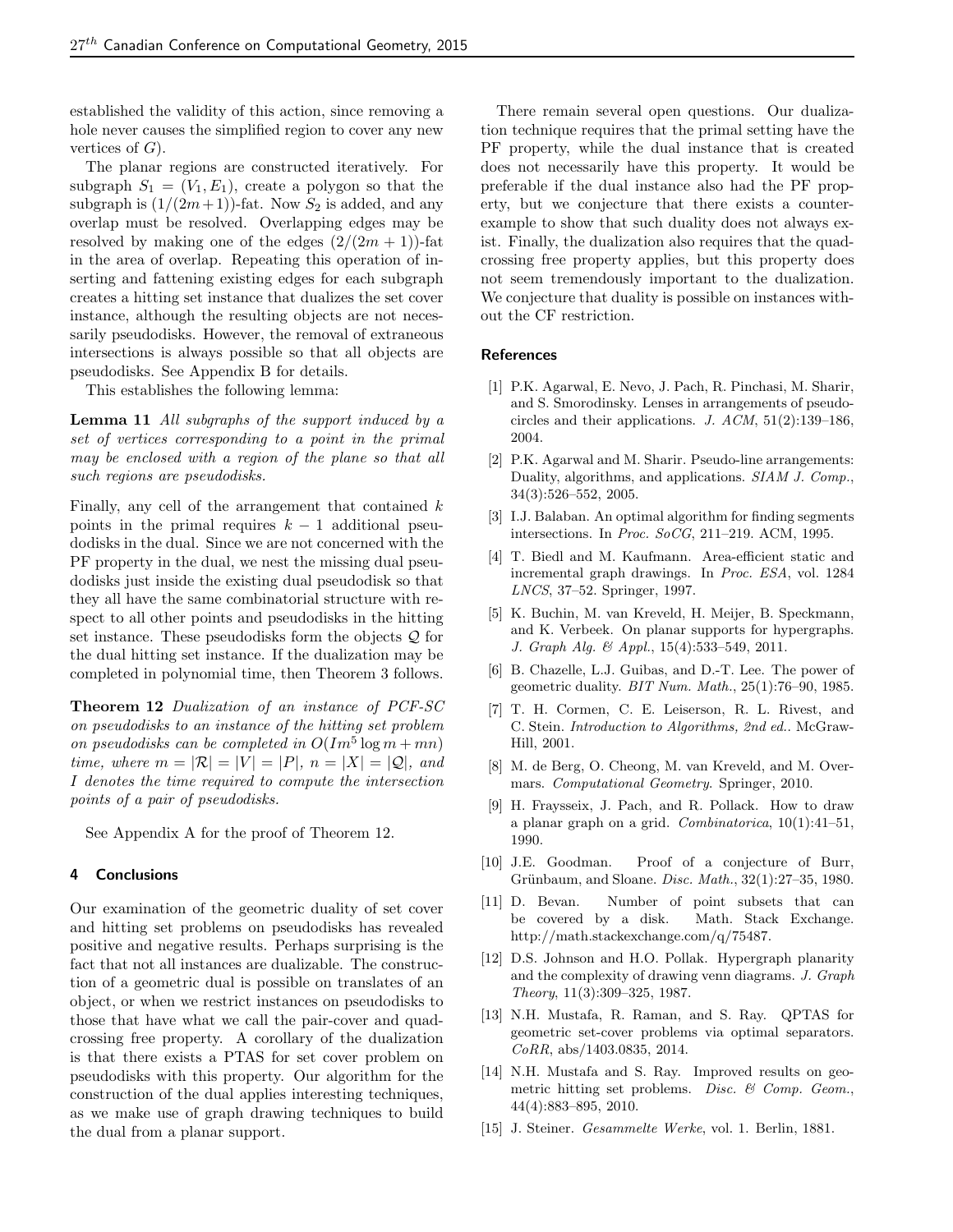established the validity of this action, since removing a hole never causes the simplified region to cover any new vertices of $G$).

The planar regions are constructed iteratively. For subgraph $S_1 = (V_1, E_1)$, create a polygon so that the subgraph is $(1/(2m+1))$-fat. Now $S_2$ is added, and any overlap must be resolved. Overlapping edges may be resolved by making one of the edges $(2/(2m+1))$-fat in the area of overlap. Repeating this operation of inserting and fattening existing edges for each subgraph creates a hitting set instance that dualizes the set cover instance, although the resulting objects are not necessarily pseudodisks. However, the removal of extraneous intersections is always possible so that all objects are pseudodisks. See Appendix B for details.

This establishes the following lemma:

**Lemma 11** *All subgraphs of the support induced by a set of vertices corresponding to a point in the primal may be enclosed with a region of the plane so that all such regions are pseudodisks.*

Finally, any cell of the arrangement that contained $k$ points in the primal requires $k-1$ additional pseudodisks in the dual. Since we are not concerned with the PF property in the dual, we nest the missing dual pseudodisks just inside the existing dual pseudodisk so that they all have the same combinatorial structure with respect to all other points and pseudodisks in the hitting set instance. These pseudodisks form the objects $\mathcal{Q}$ for the dual hitting set instance. If the dualization may be completed in polynomial time, then Theorem 3 follows.

**Theorem 12** *Dualization of an instance of PCF-SC on pseudodisks to an instance of the hitting set problem on pseudodisks can be completed in $O(Im^5 \log m + mn)$ time, where $m = |\mathcal{R}| = |V| = |P|$, $n = |X| = |\mathcal{Q}|$, and $I$ denotes the time required to compute the intersection points of a pair of pseudodisks.*

See Appendix A for the proof of Theorem 12.

## 4 Conclusions

Our examination of the geometric duality of set cover and hitting set problems on pseudodisks has revealed positive and negative results. Perhaps surprising is the fact that not all instances are dualizable. The construction of a geometric dual is possible on translates of an object, or when we restrict instances on pseudodisks to those that have what we call the pair-cover and quad-crossing free property. A corollary of the dualization is that there exists a PTAS for set cover problem on pseudodisks with this property. Our algorithm for the construction of the dual applies interesting techniques, as we make use of graph drawing techniques to build the dual from a planar support.

There remain several open questions. Our dualization technique requires that the primal setting have the PF property, while the dual instance that is created does not necessarily have this property. It would be preferable if the dual instance also had the PF property, but we conjecture that there exists a counter-example to show that such duality does not always exist. Finally, the dualization also requires that the quad-crossing free property applies, but this property does not seem tremendously important to the dualization. We conjecture that duality is possible on instances without the CF restriction.

## References

[1] P.K. Agarwal, E. Nevo, J. Pach, R. Pinchasi, M. Sharir, and S. Smorodinsky. Lenses in arrangements of pseudo-circles and their applications. *J. ACM*, 51(2):139–186, 2004.

[2] P.K. Agarwal and M. Sharir. Pseudo-line arrangements: Duality, algorithms, and applications. *SIAM J. Comp.*, 34(3):526–552, 2005.

[3] I.J. Balaban. An optimal algorithm for finding segments intersections. In *Proc. SoCG*, 211–219. ACM, 1995.

[4] T. Biedl and M. Kaufmann. Area-efficient static and incremental graph drawings. In *Proc. ESA*, vol. 1284 *LNCS*, 37–52. Springer, 1997.

[5] K. Buchin, M. van Kreveld, H. Meijer, B. Speckmann, and K. Verbeek. On planar supports for hypergraphs. *J. Graph Alg. & Appl.*, 15(4):533–549, 2011.

[6] B. Chazelle, L.J. Guibas, and D.-T. Lee. The power of geometric duality. *BIT Num. Math.*, 25(1):76–90, 1985.

[7] T. H. Cormen, C. E. Leiserson, R. L. Rivest, and C. Stein. *Introduction to Algorithms, 2nd ed.*. McGraw-Hill, 2001.

[8] M. de Berg, O. Cheong, M. van Kreveld, and M. Overmars. *Computational Geometry*. Springer, 2010.

[9] H. Fraysseix, J. Pach, and R. Pollack. How to draw a planar graph on a grid. *Combinatorica*, 10(1):41–51, 1990.

[10] J.E. Goodman. Proof of a conjecture of Burr, Grünbaum, and Sloane. *Disc. Math.*, 32(1):27–35, 1980.

[11] D. Bevan. Number of point subsets that can be covered by a disk. Math. Stack Exchange. http://math.stackexchange.com/q/75487.

[12] D.S. Johnson and H.O. Pollak. Hypergraph planarity and the complexity of drawing venn diagrams. *J. Graph Theory*, 11(3):309–325, 1987.

[13] N.H. Mustafa, R. Raman, and S. Ray. QPTAS for geometric set-cover problems via optimal separators. *CoRR*, abs/1403.0835, 2014.

[14] N.H. Mustafa and S. Ray. Improved results on geometric hitting set problems. *Disc. & Comp. Geom.*, 44(4):883–895, 2010.

[15] J. Steiner. *Gesammelte Werke*, vol. 1. Berlin, 1881.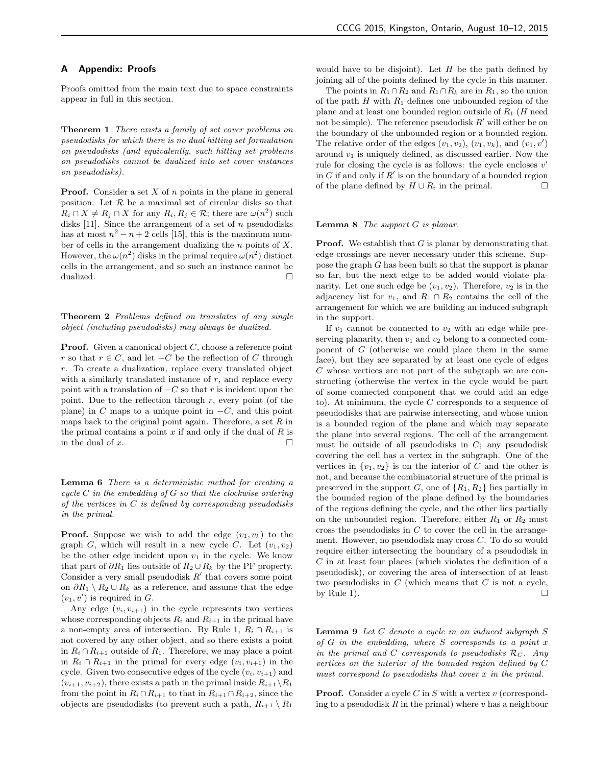## A Appendix: Proofs

Proofs omitted from the main text due to space constraints appear in full in this section.

**Theorem 1** *There exists a family of set cover problems on pseudodisks for which there is no dual hitting set formulation on pseudodisks (and equivalently, such hitting set problems on pseudodisks cannot be dualized into set cover instances on pseudodisks).*

**Proof.** Consider a set $X$ of $n$ points in the plane in general position. Let $\mathcal{R}$ be a maximal set of circular disks so that $R_i \cap X \neq R_j \cap X$ for any $R_i, R_j \in \mathcal{R}$; there are $\omega(n^2)$ such disks [11]. Since the arrangement of a set of $n$ pseudodisks has at most $n^2 - n + 2$ cells [15], this is the maximum number of cells in the arrangement dualizing the $n$ points of $X$. However, the $\omega(n^2)$ disks in the primal require $\omega(n^2)$ distinct cells in the arrangement, and so such an instance cannot be dualized. □

**Theorem 2** *Problems defined on translates of any single object (including pseudodisks) may always be dualized.*

**Proof.** Given a canonical object $C$, choose a reference point $r$ so that $r \in C$, and let $-C$ be the reflection of $C$ through $r$. To create a dualization, replace every translated object with a similarly translated instance of $r$, and replace every point with a translation of $-C$ so that $r$ is incident upon the point. Due to the reflection through $r$, every point (of the plane) in $C$ maps to a unique point in $-C$, and this point maps back to the original point again. Therefore, a set $R$ in the primal contains a point $x$ if and only if the dual of $R$ is in the dual of $x$. □

**Lemma 6** *There is a deterministic method for creating a cycle $C$ in the embedding of $G$ so that the clockwise ordering of the vertices in $C$ is defined by corresponding pseudodisks in the primal.*

**Proof.** Suppose we wish to add the edge $(v_1, v_k)$ to the graph $G$, which will result in a new cycle $C$. Let $(v_1, v_2)$ be the other edge incident upon $v_1$ in the cycle. We know that part of $\partial R_1$ lies outside of $R_2 \cup R_k$ by the PF property. Consider a very small pseudodisk $R'$ that covers some point on $\partial R_1 \setminus R_2 \cup R_k$ as a reference, and assume that the edge $(v_1, v')$ is required in $G$.

Any edge $(v_i, v_{i+1})$ in the cycle represents two vertices whose corresponding objects $R_i$ and $R_{i+1}$ in the primal have a non-empty area of intersection. By Rule 1, $R_i \cap R_{i+1}$ is not covered by any other object, and so there exists a point in $R_i \cap R_{i+1}$ outside of $R_1$. Therefore, we may place a point in $R_i \cap R_{i+1}$ in the primal for every edge $(v_i, v_{i+1})$ in the cycle. Given two consecutive edges of the cycle $(v_i, v_{i+1})$ and $(v_{i+1}, v_{i+2})$, there exists a path in the primal inside $R_{i+1} \setminus R_1$ from the point in $R_i \cap R_{i+1}$ to that in $R_{i+1} \cap R_{i+2}$, since the objects are pseudodisks (to prevent such a path, $R_{i+1} \setminus R_1$ would have to be disjoint). Let $H$ be the path defined by joining all of the points defined by the cycle in this manner.

The points in $R_1 \cap R_2$ and $R_1 \cap R_k$ are in $R_1$, so the union of the path $H$ with $R_1$ defines one unbounded region of the plane and at least one bounded region outside of $R_1$ ($H$ need not be simple). The reference pseudodisk $R'$ will either be on the boundary of the unbounded region or a bounded region. The relative order of the edges $(v_1, v_2)$, $(v_1, v_k)$, and $(v_1, v')$ around $v_1$ is uniquely defined, as discussed earlier. Now the rule for closing the cycle is as follows: the cycle encloses $v'$ in $G$ if and only if $R'$ is on the boundary of a bounded region of the plane defined by $H \cup R_i$ in the primal. □

**Lemma 8** *The support $G$ is planar.*

**Proof.** We establish that $G$ is planar by demonstrating that edge crossings are never necessary under this scheme. Suppose the graph $G$ has been built so that the support is planar so far, but the next edge to be added would violate planarity. Let one such edge be $(v_1, v_2)$. Therefore, $v_2$ is in the adjacency list for $v_1$, and $R_1 \cap R_2$ contains the cell of the arrangement for which we are building an induced subgraph in the support.

If $v_1$ cannot be connected to $v_2$ with an edge while preserving planarity, then $v_1$ and $v_2$ belong to a connected component of $G$ (otherwise we could place them in the same face), but they are separated by at least one cycle of edges $C$ whose vertices are not part of the subgraph we are constructing (otherwise the vertex in the cycle would be part of some connected component that we could add an edge to). At minimum, the cycle $C$ corresponds to a sequence of pseudodisks that are pairwise intersecting, and whose union is a bounded region of the plane and which may separate the plane into several regions. The cell of the arrangement must lie outside of all pseudodisks in $C$; any pseudodisk covering the cell has a vertex in the subgraph. One of the vertices in $\{v_1, v_2\}$ is on the interior of $C$ and the other is not, and because the combinatorial structure of the primal is preserved in the support $G$, one of $\{R_1, R_2\}$ lies partially in the bounded region of the plane defined by the boundaries of the regions defining the cycle, and the other lies partially on the unbounded region. Therefore, either $R_1$ or $R_2$ must cross the pseudodisks in $C$ to cover the cell in the arrangement. However, no pseudodisk may cross $C$. To do so would require either intersecting the boundary of a pseudodisk in $C$ in at least four places (which violates the definition of a pseudodisk), or covering the area of intersection of at least two pseudodisks in $C$ (which means that $C$ is not a cycle, by Rule 1). □

**Lemma 9** *Let $C$ denote a cycle in an induced subgraph $S$ of $G$ in the embedding, where $S$ corresponds to a point $x$ in the primal and $C$ corresponds to pseudodisks $\mathcal{R}_C$. Any vertices on the interior of the bounded region defined by $C$ must correspond to pseudodisks that cover $x$ in the primal.*

**Proof.** Consider a cycle $C$ in $S$ with a vertex $v$ (corresponding to a pseudodisk $R$ in the primal) where $v$ has a neighbour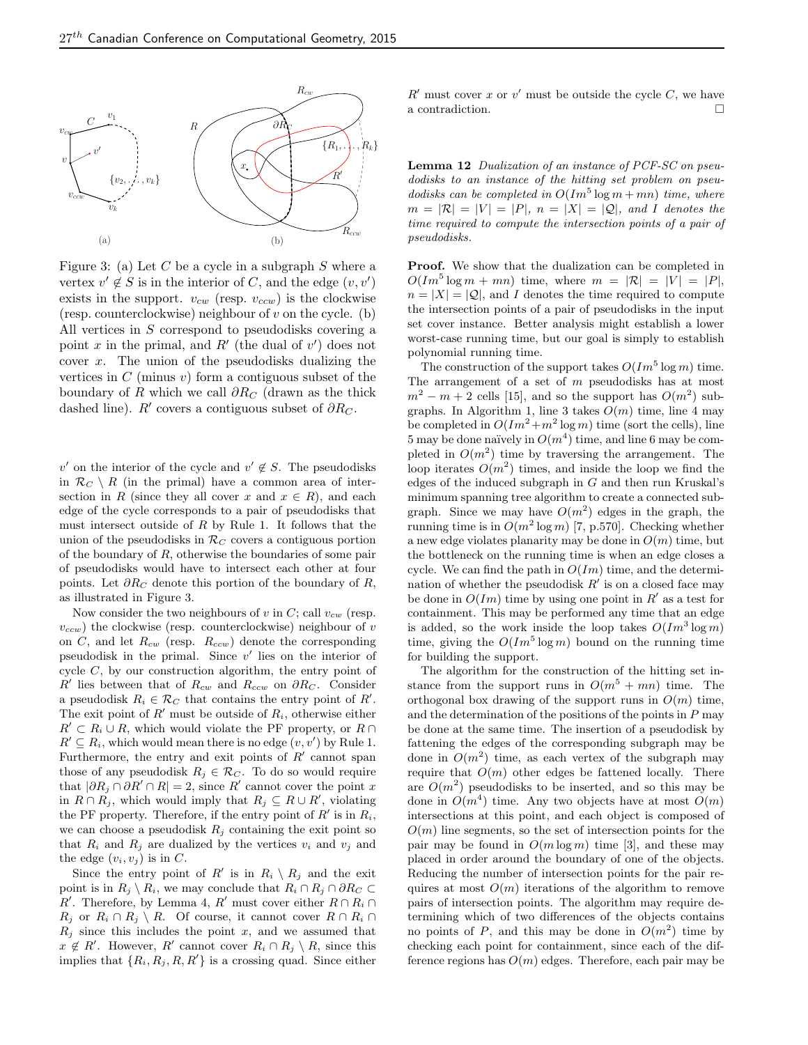Figure 3: (a) Let $C$ be a cycle in a subgraph $S$ where a vertex $v' \notin S$ is in the interior of $C$, and the edge $(v, v')$ exists in the support. $v_{cw}$ (resp. $v_{ccw}$) is the clockwise (resp. counterclockwise) neighbour of $v$ on the cycle. (b) All vertices in $S$ correspond to pseudodisks covering a point $x$ in the primal, and $R'$ (the dual of $v'$) does not cover $x$. The union of the pseudodisks dualizing the vertices in $C$ (minus $v$) form a contiguous subset of the boundary of $R$ which we call $\partial R_C$ (drawn as the thick dashed line). $R'$ covers a contiguous subset of $\partial R_C$.

$v'$ on the interior of the cycle and $v' \notin S$. The pseudodisks in $\mathcal{R}_C \setminus R$ (in the primal) have a common area of intersection in $R$ (since they all cover $x$ and $x \in R$), and each edge of the cycle corresponds to a pair of pseudodisks that must intersect outside of $R$ by Rule 1. It follows that the union of the pseudodisks in $\mathcal{R}_C$ covers a contiguous portion of the boundary of $R$, otherwise the boundaries of some pair of pseudodisks would have to intersect each other at four points. Let $\partial R_C$ denote this portion of the boundary of $R$, as illustrated in Figure 3.

Now consider the two neighbours of $v$ in $C$; call $v_{cw}$ (resp. $v_{ccw}$) the clockwise (resp. counterclockwise) neighbour of $v$ on $C$, and let $R_{cw}$ (resp. $R_{ccw}$) denote the corresponding pseudodisk in the primal. Since $v'$ lies on the interior of cycle $C$, by our construction algorithm, the entry point of $R'$ lies between that of $R_{cw}$ and $R_{ccw}$ on $\partial R_C$. Consider a pseudodisk $R_i \in \mathcal{R}_C$ that contains the entry point of $R'$. The exit point of $R'$ must be outside of $R_i$, otherwise either $R' \subset R_i \cup R$, which would violate the PF property, or $R \cap R' \subseteq R_i$, which would mean there is no edge $(v, v')$ by Rule 1. Furthermore, the entry and exit points of $R'$ cannot span those of any pseudodisk $R_j \in \mathcal{R}_C$. To do so would require that $|\partial R_j \cap \partial R' \cap R| = 2$, since $R'$ cannot cover the point $x$ in $R \cap R_j$, which would imply that $R_j \subseteq R \cup R'$, violating the PF property. Therefore, if the entry point of $R'$ is in $R_i$, we can choose a pseudodisk $R_j$ containing the exit point so that $R_i$ and $R_j$ are dualized by the vertices $v_i$ and $v_j$ and the edge $(v_i, v_j)$ is in $C$.

Since the entry point of $R'$ is in $R_i \setminus R_j$ and the exit point is in $R_j \setminus R_i$, we may conclude that $R_i \cap R_j \cap \partial R_C \subset R'$. Therefore, by Lemma 4, $R'$ must cover either $R \cap R_i \cap R_j$ or $R_i \cap R_j \setminus R$. Of course, it cannot cover $R \cap R_i \cap R_j$ since this includes the point $x$, and we assumed that $x \notin R'$. However, $R'$ cannot cover $R_i \cap R_j \setminus R$, since this implies that $\{R_i, R_j, R, R'\}$ is a crossing quad. Since either $R'$ must cover $x$ or $v'$ must be outside the cycle $C$, we have a contradiction. □

**Lemma 12** *Dualization of an instance of PCF-SC on pseudodisks to an instance of the hitting set problem on pseudodisks can be completed in $O(Im^5 \log m + mn)$ time, where $m = |\mathcal{R}| = |V| = |P|$, $n = |X| = |\mathcal{Q}|$, and $I$ denotes the time required to compute the intersection points of a pair of pseudodisks.*

**Proof.** We show that the dualization can be completed in $O(Im^5 \log m + mn)$ time, where $m = |\mathcal{R}| = |V| = |P|$, $n = |X| = |\mathcal{Q}|$, and $I$ denotes the time required to compute the intersection points of a pair of pseudodisks in the input set cover instance. Better analysis might establish a lower worst-case running time, but our goal is simply to establish polynomial running time.

The construction of the support takes $O(Im^5 \log m)$ time. The arrangement of a set of $m$ pseudodisks has at most $m^2 - m + 2$ cells [15], and so the support has $O(m^2)$ subgraphs. In Algorithm 1, line 3 takes $O(m)$ time, line 4 may be completed in $O(Im^2 + m^2 \log m)$ time (sort the cells), line 5 may be done naïvely in $O(m^4)$ time, and line 6 may be completed in $O(m^2)$ time by traversing the arrangement. The loop iterates $O(m^2)$ times, and inside the loop we find the edges of the induced subgraph in $G$ and then run Kruskal's minimum spanning tree algorithm to create a connected subgraph. Since we may have $O(m^2)$ edges in the graph, the running time is in $O(m^2 \log m)$ [7, p.570]. Checking whether a new edge violates planarity may be done in $O(m)$ time, but the bottleneck on the running time is when an edge closes a cycle. We can find the path in $O(Im)$ time, and the determination of whether the pseudodisk $R'$ is on a closed face may be done in $O(Im)$ time by using one point in $R'$ as a test for containment. This may be performed any time that an edge is added, so the work inside the loop takes $O(Im^3 \log m)$ time, giving the $O(Im^5 \log m)$ bound on the running time for building the support.

The algorithm for the construction of the hitting set instance from the support runs in $O(m^5 + mn)$ time. The orthogonal box drawing of the support runs in $O(m)$ time, and the determination of the positions of the points in $P$ may be done at the same time. The insertion of a pseudodisk by fattening the edges of the corresponding subgraph may be done in $O(m^2)$ time, as each vertex of the subgraph may require that $O(m)$ other edges be fattened locally. There are $O(m^2)$ pseudodisks to be inserted, and so this may be done in $O(m^4)$ time. Any two objects have at most $O(m)$ intersections at this point, and each object is composed of $O(m)$ line segments, so the set of intersection points for the pair may be found in $O(m \log m)$ time [3], and these may placed in order around the boundary of one of the objects. Reducing the number of intersection points for the pair requires at most $O(m)$ iterations of the algorithm to remove pairs of intersection points. The algorithm may require determining which of two differences of the objects contains no points of $P$, and this may be done in $O(m^2)$ time by checking each point for containment, since each of the difference regions has $O(m)$ edges. Therefore, each pair may be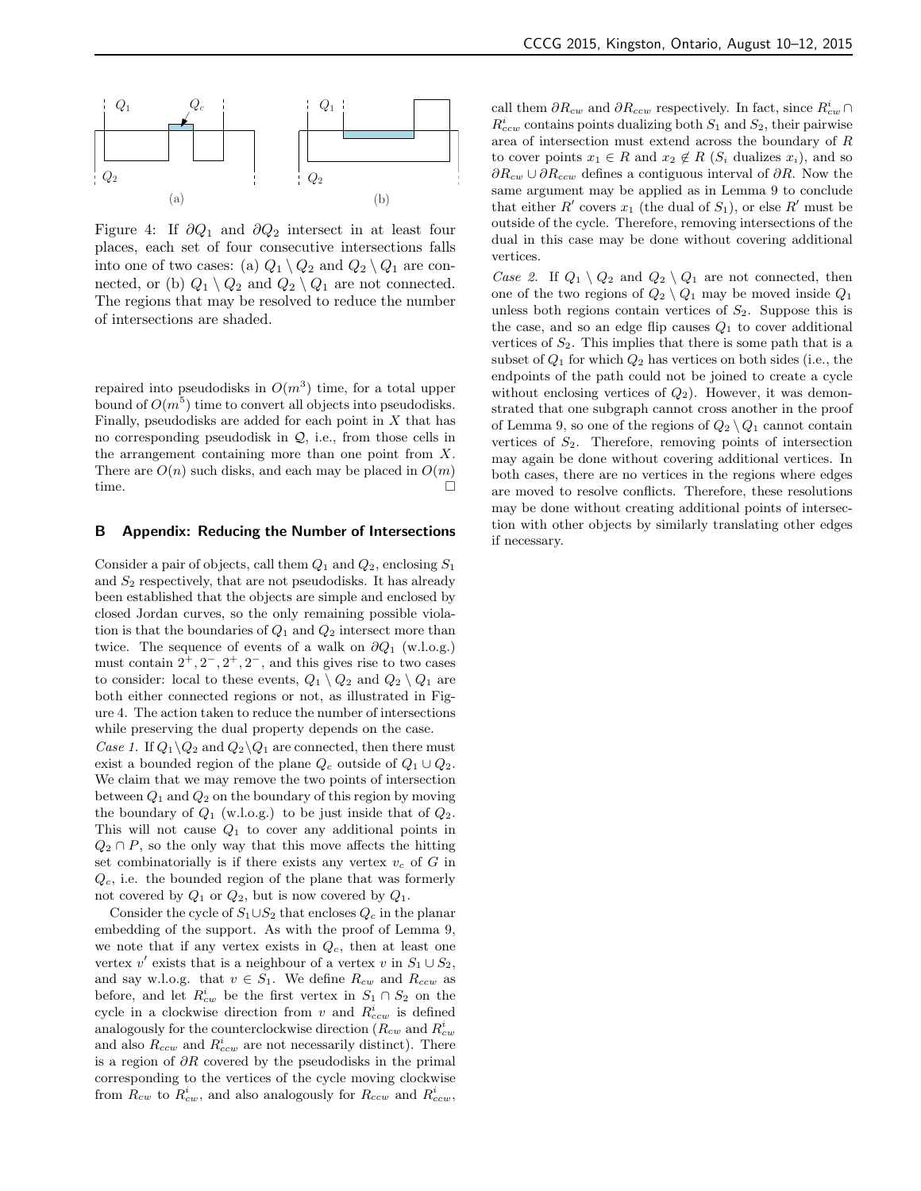Q1 Qc
Q2
(a)

Q1
Q2
(b)

Figure 4: If $\partial Q_1$ and $\partial Q_2$ intersect in at least four places, each set of four consecutive intersections falls into one of two cases: (a) $Q_1 \setminus Q_2$ and $Q_2 \setminus Q_1$ are connected, or (b) $Q_1 \setminus Q_2$ and $Q_2 \setminus Q_1$ are not connected. The regions that may be resolved to reduce the number of intersections are shaded.

repaired into pseudodisks in $O(m^3)$ time, for a total upper bound of $O(m^5)$ time to convert all objects into pseudodisks. Finally, pseudodisks are added for each point in $X$ that has no corresponding pseudodisk in $\mathcal{Q}$, i.e., from those cells in the arrangement containing more than one point from $X$. There are $O(n)$ such disks, and each may be placed in $O(m)$ time. □

## B Appendix: Reducing the Number of Intersections

Consider a pair of objects, call them $Q_1$ and $Q_2$, enclosing $S_1$ and $S_2$ respectively, that are not pseudodisks. It has already been established that the objects are simple and enclosed by closed Jordan curves, so the only remaining possible violation is that the boundaries of $Q_1$ and $Q_2$ intersect more than twice. The sequence of events of a walk on $\partial Q_1$ (w.l.o.g.) must contain $2^+, 2^-, 2^+, 2^-$, and this gives rise to two cases to consider: local to these events, $Q_1 \setminus Q_2$ and $Q_2 \setminus Q_1$ are both either connected regions or not, as illustrated in Figure 4. The action taken to reduce the number of intersections while preserving the dual property depends on the case.

*Case 1.* If $Q_1 \setminus Q_2$ and $Q_2 \setminus Q_1$ are connected, then there must exist a bounded region of the plane $Q_c$ outside of $Q_1 \cup Q_2$. We claim that we may remove the two points of intersection between $Q_1$ and $Q_2$ on the boundary of this region by moving the boundary of $Q_1$ (w.l.o.g.) to be just inside that of $Q_2$. This will not cause $Q_1$ to cover any additional points in $Q_2 \cap P$, so the only way that this move affects the hitting set combinatorially is if there exists any vertex $v_c$ of $G$ in $Q_c$, i.e. the bounded region of the plane that was formerly not covered by $Q_1$ or $Q_2$, but is now covered by $Q_1$.

Consider the cycle of $S_1 \cup S_2$ that encloses $Q_c$ in the planar embedding of the support. As with the proof of Lemma 9, we note that if any vertex exists in $Q_c$, then at least one vertex $v'$ exists that is a neighbour of a vertex $v$ in $S_1 \cup S_2$, and say w.l.o.g. that $v \in S_1$. We define $R_{cw}$ and $R_{ccw}$ as before, and let $R^i_{cw}$ be the first vertex in $S_1 \cap S_2$ on the cycle in a clockwise direction from $v$ and $R^i_{ccw}$ is defined analogously for the counterclockwise direction ($R_{cw}$ and $R^i_{cw}$ and also $R_{ccw}$ and $R^i_{ccw}$ are not necessarily distinct). There is a region of $\partial R$ covered by the pseudodisks in the primal corresponding to the vertices of the cycle moving clockwise from $R_{cw}$ to $R^i_{cw}$, and also analogously for $R_{ccw}$ and $R^i_{ccw}$, call them $\partial R_{cw}$ and $\partial R_{ccw}$ respectively. In fact, since $R^i_{cw} \cap R^i_{ccw}$ contains points dualizing both $S_1$ and $S_2$, their pairwise area of intersection must extend across the boundary of $R$ to cover points $x_1 \in R$ and $x_2 \notin R$ ($S_i$ dualizes $x_i$), and so $\partial R_{cw} \cup \partial R_{ccw}$ defines a contiguous interval of $\partial R$. Now the same argument may be applied as in Lemma 9 to conclude that either $R'$ covers $x_1$ (the dual of $S_1$), or else $R'$ must be outside of the cycle. Therefore, removing intersections of the dual in this case may be done without covering additional vertices.

*Case 2.* If $Q_1 \setminus Q_2$ and $Q_2 \setminus Q_1$ are not connected, then one of the two regions of $Q_2 \setminus Q_1$ may be moved inside $Q_1$ unless both regions contain vertices of $S_2$. Suppose this is the case, and so an edge flip causes $Q_1$ to cover additional vertices of $S_2$. This implies that there is some path that is a subset of $Q_1$ for which $Q_2$ has vertices on both sides (i.e., the endpoints of the path could not be joined to create a cycle without enclosing vertices of $Q_2$). However, it was demonstrated that one subgraph cannot cross another in the proof of Lemma 9, so one of the regions of $Q_2 \setminus Q_1$ cannot contain vertices of $S_2$. Therefore, removing points of intersection may again be done without covering additional vertices. In both cases, there are no vertices in the regions where edges are moved to resolve conflicts. Therefore, these resolutions may be done without creating additional points of intersection with other objects by similarly translating other edges if necessary.